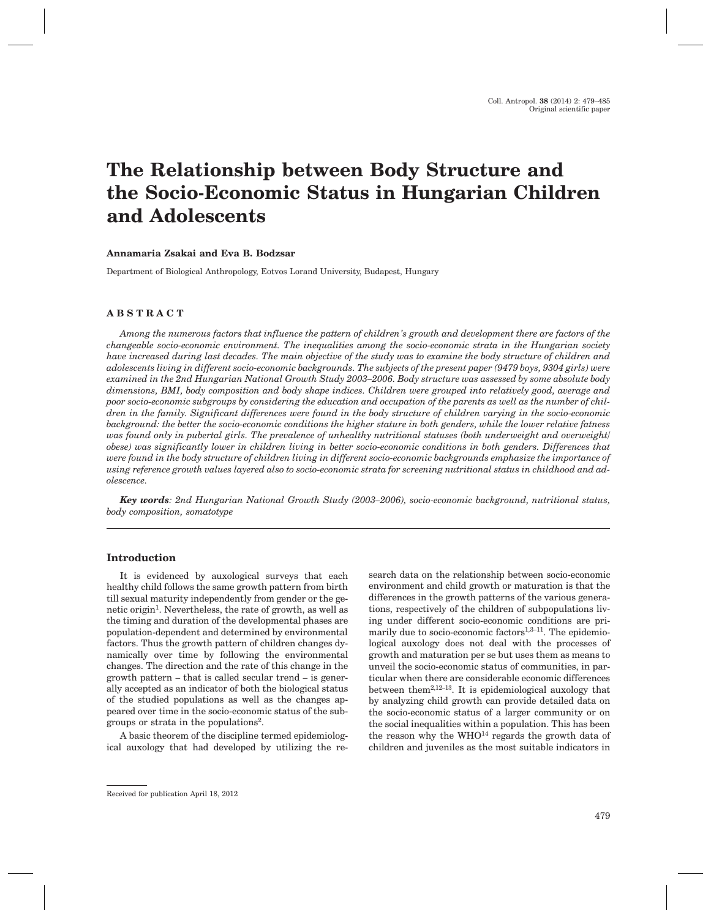# The Relationship between Body Structure and the Socio-Economic Status in Hungarian Children and Adolescents

**Annamaria Zsakai and Eva B. Bodzsar**

Department of Biological Anthropology, Eotvos Lorand University, Budapest, Hungary

## ABSTRACT

*Among the numerous factors that influence the pattern of children's growth and development there are factors of the changeable socio-economic environment. The inequalities among the socio-economic strata in the Hungarian society have increased during last decades. The main objective of the study was to examine the body structure of children and adolescents living in different socio-economic backgrounds. The subjects of the present paper (9479 boys, 9304 girls) were examined in the 2nd Hungarian National Growth Study 2003–2006. Body structure was assessed by some absolute body dimensions, BMI, body composition and body shape indices. Children were grouped into relatively good, average and poor socio-economic subgroups by considering the education and occupation of the parents as well as the number of children in the family. Significant differences were found in the body structure of children varying in the socio-economic background: the better the socio-economic conditions the higher stature in both genders, while the lower relative fatness was found only in pubertal girls. The prevalence of unhealthy nutritional statuses (both underweight and overweight/obese) was significantly lower in children living in better socio-economic conditions in both genders. Differences that were found in the body structure of children living in different socio-economic backgrounds emphasize the importance of using reference growth values layered also to socio-economic strata for screening nutritional status in childhood and adolescence.*

***Key words**: 2nd Hungarian National Growth Study (2003–2006), socio-economic background, nutritional status, body composition, somatotype*

## Introduction

It is evidenced by auxological surveys that each healthy child follows the same growth pattern from birth till sexual maturity independently from gender or the genetic origin[1]. Nevertheless, the rate of growth, as well as the timing and duration of the developmental phases are population-dependent and determined by environmental factors. Thus the growth pattern of children changes dynamically over time by following the environmental changes. The direction and the rate of this change in the growth pattern – that is called secular trend – is generally accepted as an indicator of both the biological status of the studied populations as well as the changes appeared over time in the socio-economic status of the subgroups or strata in the populations[2].

A basic theorem of the discipline termed epidemiological auxology that had developed by utilizing the research data on the relationship between socio-economic environment and child growth or maturation is that the differences in the growth patterns of the various generations, respectively of the children of subpopulations living under different socio-economic conditions are primarily due to socio-economic factors[1,3–11]. The epidemiological auxology does not deal with the processes of growth and maturation per se but uses them as means to unveil the socio-economic status of communities, in particular when there are considerable economic differences between them[2,12–13]. It is epidemiological auxology that by analyzing child growth can provide detailed data on the socio-economic status of a larger community or on the social inequalities within a population. This has been the reason why the WHO[14] regards the growth data of children and juveniles as the most suitable indicators in

Received for publication April 18, 2012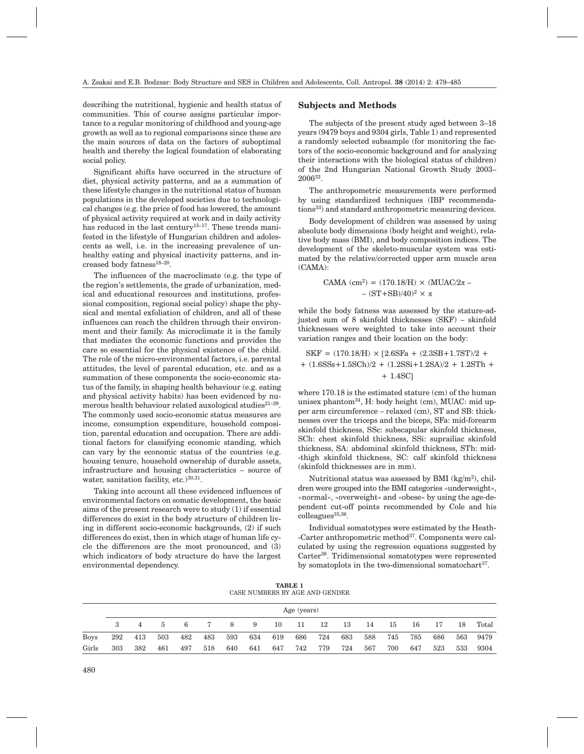describing the nutritional, hygienic and health status of communities. This of course assigns particular importance to a regular monitoring of childhood and young-age growth as well as to regional comparisons since these are the main sources of data on the factors of suboptimal health and thereby the logical foundation of elaborating social policy.

Significant shifts have occurred in the structure of diet, physical activity patterns, and as a summation of these lifestyle changes in the nutritional status of human populations in the developed societies due to technological changes (e.g. the price of food has lowered, the amount of physical activity required at work and in daily activity has reduced in the last century[15–17]. These trends manifested in the lifestyle of Hungarian children and adolescents as well, i.e. in the increasing prevalence of unhealthy eating and physical inactivity patterns, and increased body fatness[18–20].

The influences of the macroclimate (e.g. the type of the region's settlements, the grade of urbanization, medical and educational resources and institutions, professional composition, regional social policy) shape the physical and mental exfoliation of children, and all of these influences can reach the children through their environment and their family. As microclimate it is the family that mediates the economic functions and provides the care so essential for the physical existence of the child. The role of the micro-environmental factors, i.e. parental attitudes, the level of parental education, etc. and as a summation of these components the socio-economic status of the family, in shaping health behaviour (e.g. eating and physical activity habits) has been evidenced by numerous health behaviour related auxological studies[21–29]. The commonly used socio-economic status measures are income, consumption expenditure, household composition, parental education and occupation. There are additional factors for classifying economic standing, which can vary by the economic status of the countries (e.g. housing tenure, household ownership of durable assets, infrastructure and housing characteristics – source of water, sanitation facility, etc.)[30,31].

Taking into account all these evidenced influences of environmental factors on somatic development, the basic aims of the present research were to study (1) if essential differences do exist in the body structure of children living in different socio-economic backgrounds, (2) if such differences do exist, then in which stage of human life cycle the differences are the most pronounced, and (3) which indicators of body structure do have the largest environmental dependency.

## Subjects and Methods

The subjects of the present study aged between 3–18 years (9479 boys and 9304 girls, Table 1) and represented a randomly selected subsample (for monitoring the factors of the socio-economic background and for analyzing their interactions with the biological status of children) of the 2nd Hungarian National Growth Study 2003–2006[32].

The anthropometric measurements were performed by using standardized techniques (IBP recommendations[33]) and standard anthropometric measuring devices.

Body development of children was assessed by using absolute body dimensions (body height and weight), relative body mass (BMI), and body composition indices. The development of the skeleto-muscular system was estimated by the relative/corrected upper arm muscle area (CAMA):

$$\text{CAMA (cm}^2\text{)} = (170.18/H) \times (\text{MUAC}/2\pi - (\text{ST}+\text{SB})/40)^2 \times \pi$$

while the body fatness was assessed by the stature-adjusted sum of 8 skinfold thicknesses (SKF) – skinfold thicknesses were weighted to take into account their variation ranges and their location on the body:

$$\text{SKF} = (170.18/H) \times [2.6\text{SFa} + (2.3\text{SB}+1.7\text{ST})/2 + (1.6\text{SSs}+1.5\text{SCh})/2 + (1.2\text{SSi}+1.2\text{SA})/2 + 1.2\text{STh} + 1.4\text{SC}]$$

where 170.18 is the estimated stature (cm) of the human unisex phantom[34], H: body height (cm), MUAC: mid upper arm circumference – relaxed (cm), ST and SB: thicknesses over the triceps and the biceps, SFa: mid-forearm skinfold thickness, SSc: subscapular skinfold thickness, SCh: chest skinfold thickness, SSi: suprailiac skinfold thickness, SA: abdominal skinfold thickness, STh: mid-thigh skinfold thickness, SC: calf skinfold thickness (skinfold thicknesses are in mm).

Nutritional status was assessed by BMI (kg/m$^2$), children were grouped into the BMI categories »underweight«, »normal«, »overweight« and »obese« by using the age-dependent cut-off points recommended by Cole and his colleagues[35,36].

Individual somatotypes were estimated by the Heath-Carter anthropometric method[37]. Components were calculated by using the regression equations suggested by Carter[38]. Tridimensional somatotypes were represented by somatoplots in the two-dimensional somatochart[37].

**TABLE 1**
CASE NUMBERS BY AGE AND GENDER

| | Age (years) | | | | | | | | | | | | | | | | |
|---|---|---|---|---|---|---|---|---|---|---|---|---|---|---|---|---|---|
| | 3 | 4 | 5 | 6 | 7 | 8 | 9 | 10 | 11 | 12 | 13 | 14 | 15 | 16 | 17 | 18 | Total |
| Boys | 292 | 413 | 503 | 482 | 483 | 593 | 634 | 619 | 686 | 724 | 683 | 588 | 745 | 785 | 686 | 563 | 9479 |
| Girls | 303 | 382 | 461 | 497 | 518 | 640 | 641 | 647 | 742 | 779 | 724 | 567 | 700 | 647 | 523 | 533 | 9304 |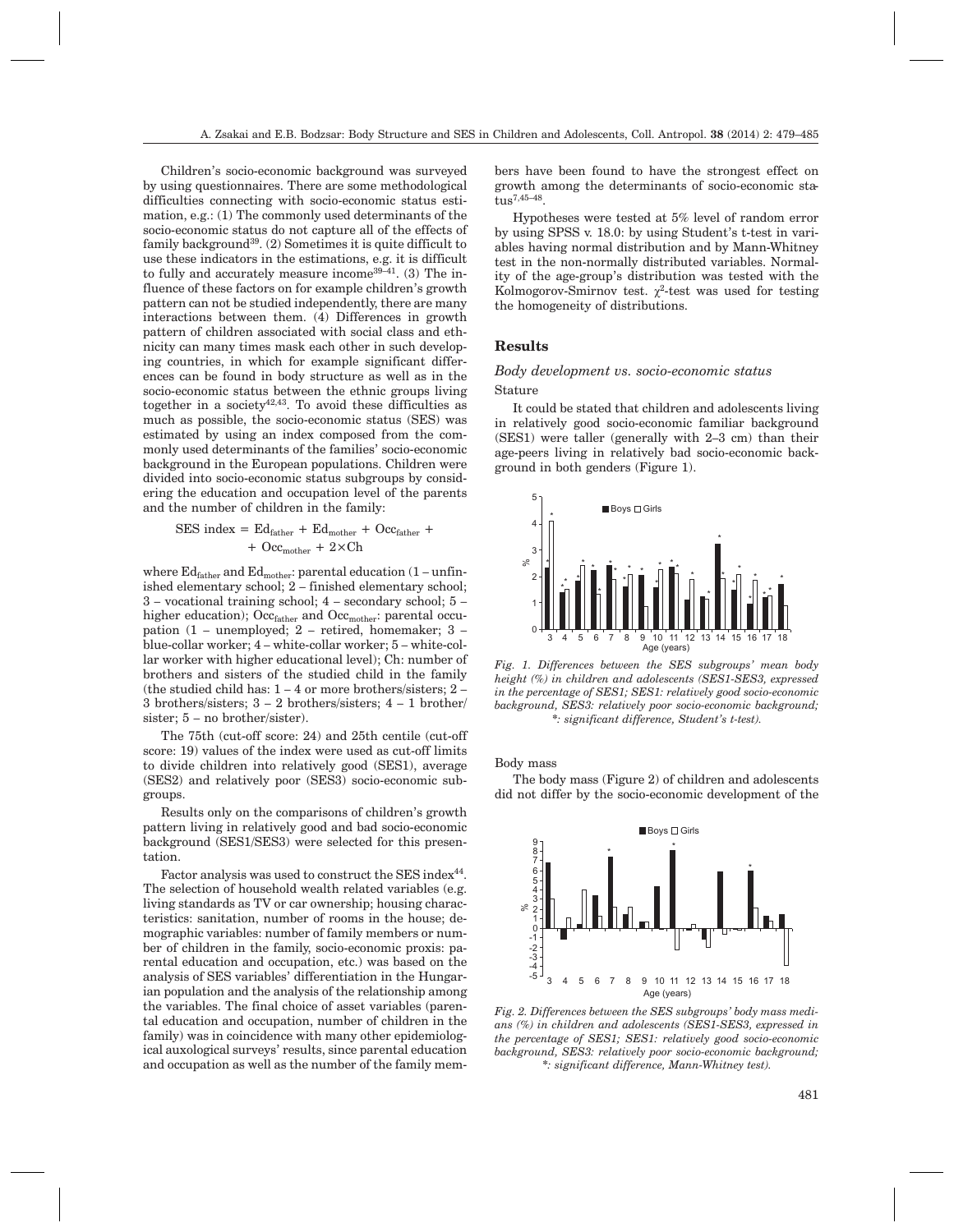Children's socio-economic background was surveyed by using questionnaires. There are some methodological difficulties connecting with socio-economic status estimation, e.g.: (1) The commonly used determinants of the socio-economic status do not capture all of the effects of family background[39]. (2) Sometimes it is quite difficult to use these indicators in the estimations, e.g. it is difficult to fully and accurately measure income[39–41]. (3) The influence of these factors on for example children's growth pattern can not be studied independently, there are many interactions between them. (4) Differences in growth pattern of children associated with social class and ethnicity can many times mask each other in such developing countries, in which for example significant differences can be found in body structure as well as in the socio-economic status between the ethnic groups living together in a society[42,43]. To avoid these difficulties as much as possible, the socio-economic status (SES) was estimated by using an index composed from the commonly used determinants of the families' socio-economic background in the European populations. Children were divided into socio-economic status subgroups by considering the education and occupation level of the parents and the number of children in the family:

$$\text{SES index} = Ed_{father} + Ed_{mother} + Occ_{father} + Occ_{mother} + 2 \times Ch$$

where $Ed_{father}$ and $Ed_{mother}$: parental education (1 – unfinished elementary school; 2 – finished elementary school; 3 – vocational training school; 4 – secondary school; 5 – higher education); $Occ_{father}$ and $Occ_{mother}$: parental occupation (1 – unemployed; 2 – retired, homemaker; 3 – blue-collar worker; 4 – white-collar worker; 5 – white-collar worker with higher educational level); Ch: number of brothers and sisters of the studied child in the family (the studied child has: 1 – 4 or more brothers/sisters; 2 – 3 brothers/sisters; 3 – 2 brothers/sisters; 4 – 1 brother/sister; 5 – no brother/sister).

The 75th (cut-off score: 24) and 25th centile (cut-off score: 19) values of the index were used as cut-off limits to divide children into relatively good (SES1), average (SES2) and relatively poor (SES3) socio-economic subgroups.

Results only on the comparisons of children's growth pattern living in relatively good and bad socio-economic background (SES1/SES3) were selected for this presentation.

Factor analysis was used to construct the SES index[44]. The selection of household wealth related variables (e.g. living standards as TV or car ownership; housing characteristics: sanitation, number of rooms in the house; demographic variables: number of family members or number of children in the family, socio-economic proxis: parental education and occupation, etc.) was based on the analysis of SES variables' differentiation in the Hungarian population and the analysis of the relationship among the variables. The final choice of asset variables (parental education and occupation, number of children in the family) was in coincidence with many other epidemiological auxological surveys' results, since parental education and occupation as well as the number of the family members have been found to have the strongest effect on growth among the determinants of socio-economic status[7,45–48].

Hypotheses were tested at 5% level of random error by using SPSS v. 18.0: by using Student's t-test in variables having normal distribution and by Mann-Whitney test in the non-normally distributed variables. Normality of the age-group's distribution was tested with the Kolmogorov-Smirnov test. $\chi^2$-test was used for testing the homogeneity of distributions.

## Results

### *Body development vs. socio-economic status*

#### Stature

It could be stated that children and adolescents living in relatively good socio-economic familiar background (SES1) were taller (generally with 2–3 cm) than their age-peers living in relatively bad socio-economic background in both genders (Figure 1).

*Fig. 1. Differences between the SES subgroups' mean body height (%) in children and adolescents (SES1-SES3, expressed in the percentage of SES1; SES1: relatively good socio-economic background, SES3: relatively poor socio-economic background; \*: significant difference, Student's t-test).*

#### Body mass

The body mass (Figure 2) of children and adolescents did not differ by the socio-economic development of the

*Fig. 2. Differences between the SES subgroups' body mass medians (%) in children and adolescents (SES1-SES3, expressed in the percentage of SES1; SES1: relatively good socio-economic background, SES3: relatively poor socio-economic background; \*: significant difference, Mann-Whitney test).*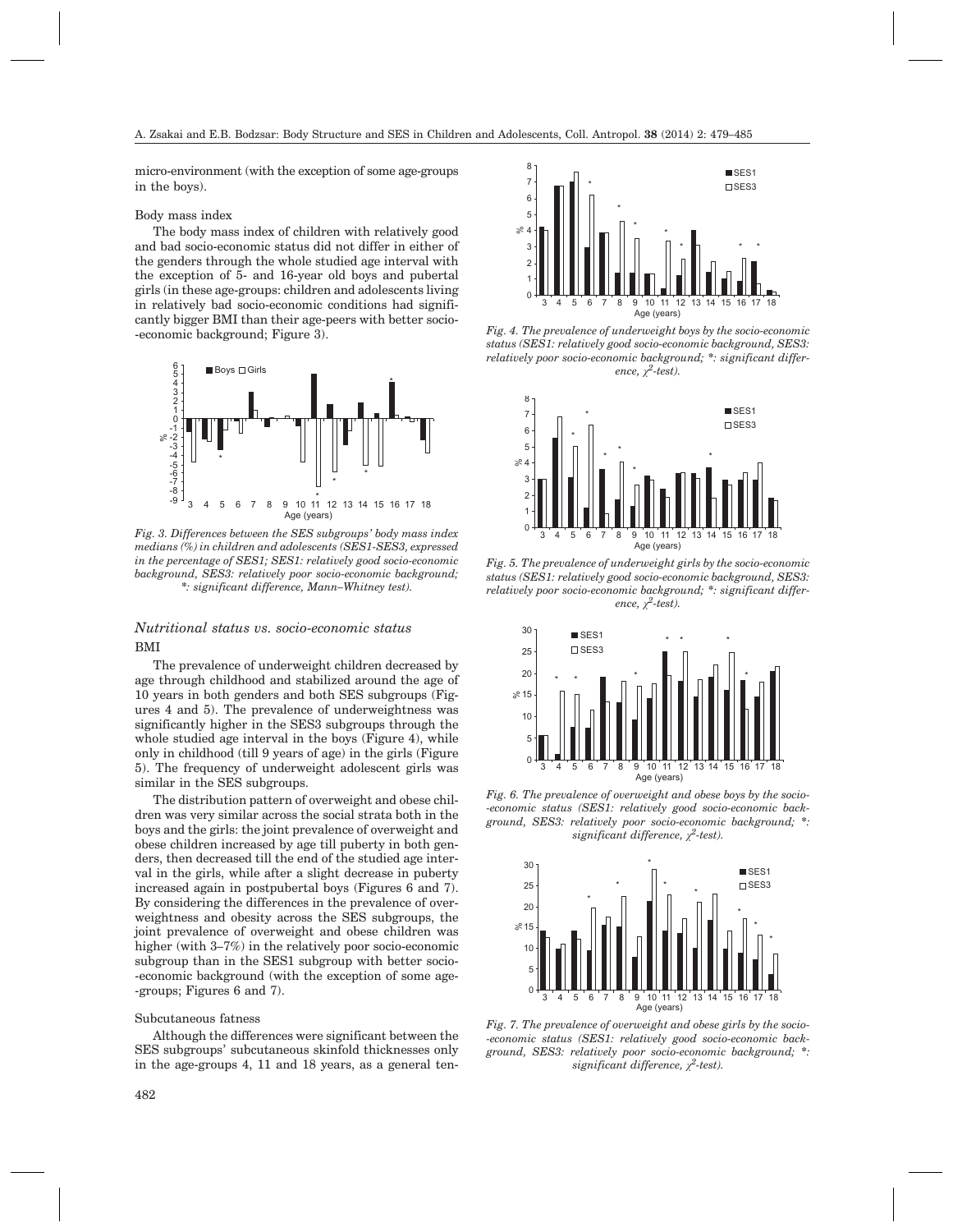micro-environment (with the exception of some age-groups in the boys).

### Body mass index

The body mass index of children with relatively good and bad socio-economic status did not differ in either of the genders through the whole studied age interval with the exception of 5- and 16-year old boys and pubertal girls (in these age-groups: children and adolescents living in relatively bad socio-economic conditions had significantly bigger BMI than their age-peers with better socio-economic background; Figure 3).

*Fig. 3. Differences between the SES subgroups' body mass index medians (%) in children and adolescents (SES1-SES3, expressed in the percentage of SES1; SES1: relatively good socio-economic background, SES3: relatively poor socio-economic background; \*: significant difference, Mann–Whitney test).*

## *Nutritional status vs. socio-economic status*

### BMI

The prevalence of underweight children decreased by age through childhood and stabilized around the age of 10 years in both genders and both SES subgroups (Figures 4 and 5). The prevalence of underweightness was significantly higher in the SES3 subgroups through the whole studied age interval in the boys (Figure 4), while only in childhood (till 9 years of age) in the girls (Figure 5). The frequency of underweight adolescent girls was similar in the SES subgroups.

The distribution pattern of overweight and obese children was very similar across the social strata both in the boys and the girls: the joint prevalence of overweight and obese children increased by age till puberty in both genders, then decreased till the end of the studied age interval in the girls, while after a slight decrease in puberty increased again in postpubertal boys (Figures 6 and 7). By considering the differences in the prevalence of overweightness and obesity across the SES subgroups, the joint prevalence of overweight and obese children was higher (with 3–7%) in the relatively poor socio-economic subgroup than in the SES1 subgroup with better socio-economic background (with the exception of some age-groups; Figures 6 and 7).

### Subcutaneous fatness

Although the differences were significant between the SES subgroups' subcutaneous skinfold thicknesses only in the age-groups 4, 11 and 18 years, as a general ten-

*Fig. 4. The prevalence of underweight boys by the socio-economic status (SES1: relatively good socio-economic background, SES3: relatively poor socio-economic background; \*: significant difference, $\chi^2$-test).*

*Fig. 5. The prevalence of underweight girls by the socio-economic status (SES1: relatively good socio-economic background, SES3: relatively poor socio-economic background; \*: significant difference, $\chi^2$-test).*

*Fig. 6. The prevalence of overweight and obese boys by the socio-economic status (SES1: relatively good socio-economic background, SES3: relatively poor socio-economic background; \*: significant difference, $\chi^2$-test).*

*Fig. 7. The prevalence of overweight and obese girls by the socio-economic status (SES1: relatively good socio-economic background, SES3: relatively poor socio-economic background; \*: significant difference, $\chi^2$-test).*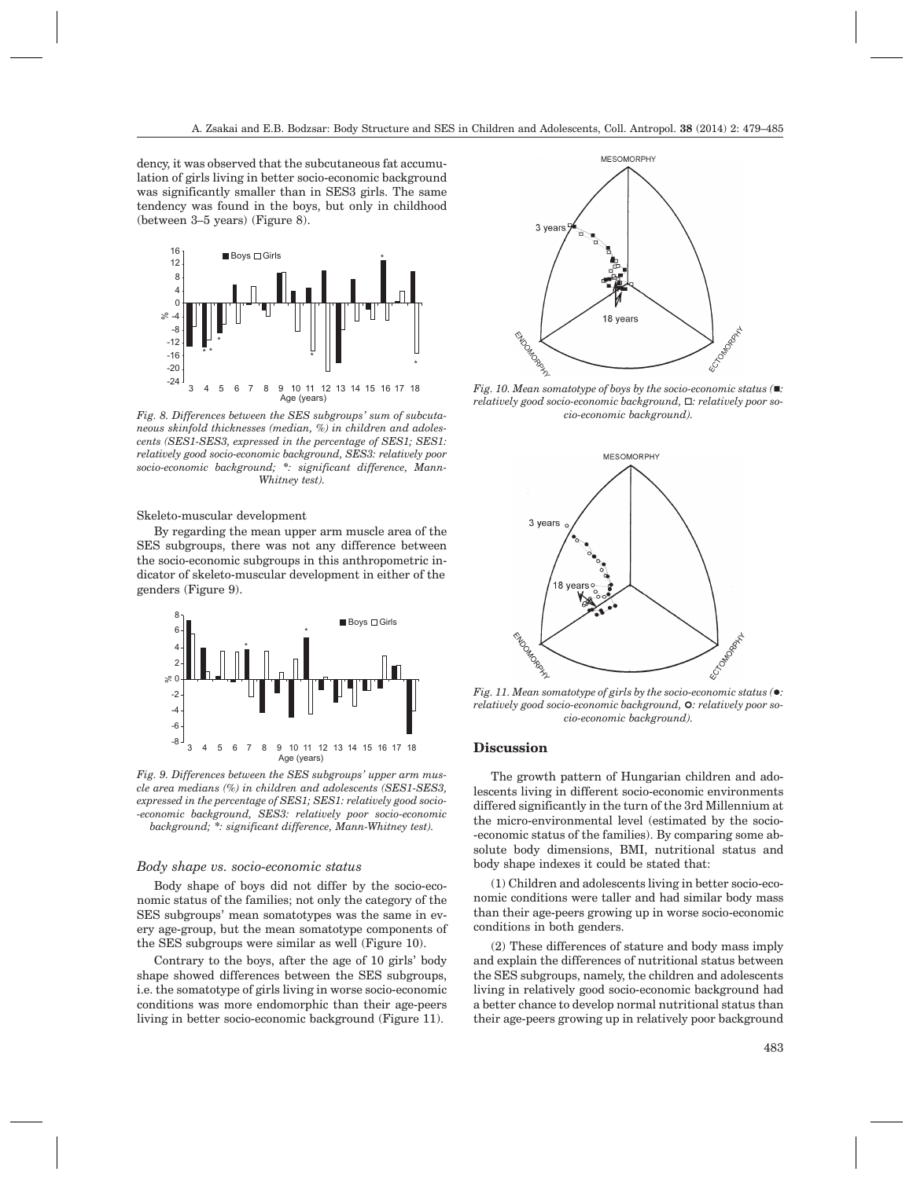dency, it was observed that the subcutaneous fat accumulation of girls living in better socio-economic background was significantly smaller than in SES3 girls. The same tendency was found in the boys, but only in childhood (between 3–5 years) (Figure 8).

*Fig. 8. Differences between the SES subgroups' sum of subcutaneous skinfold thicknesses (median, %) in children and adolescents (SES1-SES3, expressed in the percentage of SES1; SES1: relatively good socio-economic background, SES3: relatively poor socio-economic background; \*: significant difference, Mann-Whitney test).*

Skeleto-muscular development

By regarding the mean upper arm muscle area of the SES subgroups, there was not any difference between the socio-economic subgroups in this anthropometric indicator of skeleto-muscular development in either of the genders (Figure 9).

*Fig. 9. Differences between the SES subgroups' upper arm muscle area medians (%) in children and adolescents (SES1-SES3, expressed in the percentage of SES1; SES1: relatively good socio-economic background, SES3: relatively poor socio-economic background; \*: significant difference, Mann-Whitney test).*

### *Body shape vs. socio-economic status*

Body shape of boys did not differ by the socio-economic status of the families; not only the category of the SES subgroups' mean somatotypes was the same in every age-group, but the mean somatotype components of the SES subgroups were similar as well (Figure 10).

Contrary to the boys, after the age of 10 girls' body shape showed differences between the SES subgroups, i.e. the somatotype of girls living in worse socio-economic conditions was more endomorphic than their age-peers living in better socio-economic background (Figure 11).

*Fig. 10. Mean somatotype of boys by the socio-economic status (■: relatively good socio-economic background, □: relatively poor socio-economic background).*

*Fig. 11. Mean somatotype of girls by the socio-economic status (●: relatively good socio-economic background, ○: relatively poor socio-economic background).*

## Discussion

The growth pattern of Hungarian children and adolescents living in different socio-economic environments differed significantly in the turn of the 3rd Millennium at the micro-environmental level (estimated by the socio-economic status of the families). By comparing some absolute body dimensions, BMI, nutritional status and body shape indexes it could be stated that:

(1) Children and adolescents living in better socio-economic conditions were taller and had similar body mass than their age-peers growing up in worse socio-economic conditions in both genders.

(2) These differences of stature and body mass imply and explain the differences of nutritional status between the SES subgroups, namely, the children and adolescents living in relatively good socio-economic background had a better chance to develop normal nutritional status than their age-peers growing up in relatively poor background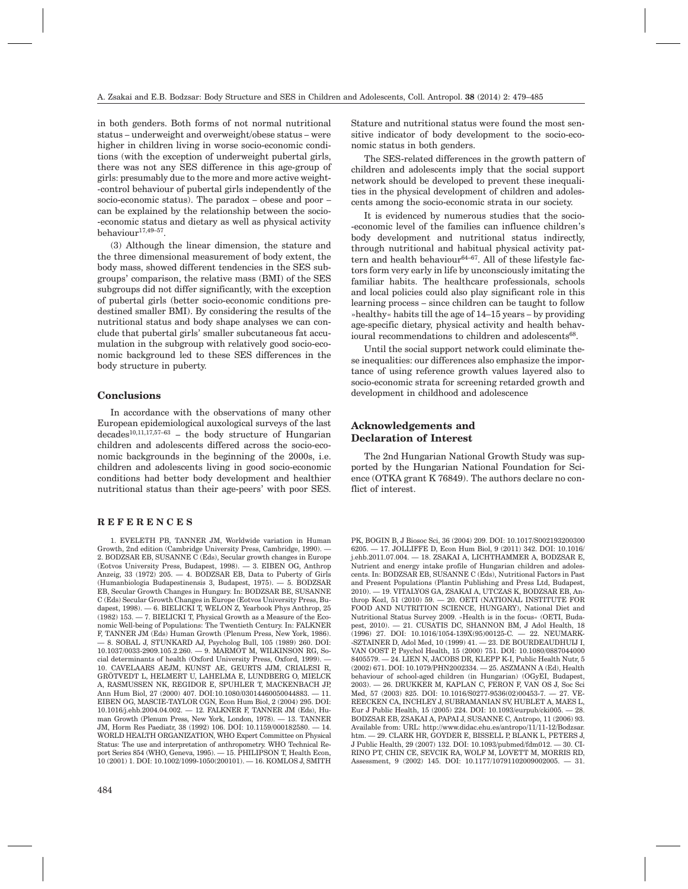in both genders. Both forms of not normal nutritional status – underweight and overweight/obese status – were higher in children living in worse socio-economic conditions (with the exception of underweight pubertal girls, there was not any SES difference in this age-group of girls: presumably due to the more and more active weight-control behaviour of pubertal girls independently of the socio-economic status). The paradox – obese and poor – can be explained by the relationship between the socio-economic status and dietary as well as physical activity behaviour[17,49–57].

(3) Although the linear dimension, the stature and the three dimensional measurement of body extent, the body mass, showed different tendencies in the SES subgroups' comparison, the relative mass (BMI) of the SES subgroups did not differ significantly, with the exception of pubertal girls (better socio-economic conditions predestined smaller BMI). By considering the results of the nutritional status and body shape analyses we can conclude that pubertal girls' smaller subcutaneous fat accumulation in the subgroup with relatively good socio-economic background led to these SES differences in the body structure in puberty.

## Conclusions

In accordance with the observations of many other European epidemiological auxological surveys of the last decades[10,11,17,57–63] – the body structure of Hungarian children and adolescents differed across the socio-economic backgrounds in the beginning of the 2000s, i.e. children and adolescents living in good socio-economic conditions had better body development and healthier nutritional status than their age-peers' with poor SES. Stature and nutritional status were found the most sensitive indicator of body development to the socio-economic status in both genders.

The SES-related differences in the growth pattern of children and adolescents imply that the social support network should be developed to prevent these inequalities in the physical development of children and adolescents among the socio-economic strata in our society.

It is evidenced by numerous studies that the socio-economic level of the families can influence children's body development and nutritional status indirectly, through nutritional and habitual physical activity pattern and health behaviour[64–67]. All of these lifestyle factors form very early in life by unconsciously imitating the familiar habits. The healthcare professionals, schools and local policies could also play significant role in this learning process – since children can be taught to follow »healthy« habits till the age of 14–15 years – by providing age-specific dietary, physical activity and health behavioural recommendations to children and adolescents[68].

Until the social support network could eliminate these inequalities: our differences also emphasize the importance of using reference growth values layered also to socio-economic strata for screening retarded growth and development in childhood and adolescence

## Acknowledgements and Declaration of Interest

The 2nd Hungarian National Growth Study was supported by the Hungarian National Foundation for Science (OTKA grant K 76849). The authors declare no conflict of interest.

## REFERENCES

1. EVELETH PB, TANNER JM, Worldwide variation in Human Growth, 2nd edition (Cambridge University Press, Cambridge, 1990). — 2. BODZSAR EB, SUSANNE C (Eds), Secular growth changes in Europe (Eotvos University Press, Budapest, 1998). — 3. EIBEN OG, Anthrop Anzeig, 33 (1972) 205. — 4. BODZSAR EB, Data to Puberty of Girls (Humanbiologia Budapestinensis 3, Budapest, 1975). — 5. BODZSAR EB, Secular Growth Changes in Hungary. In: BODZSAR BE, SUSANNE C (Eds) Secular Growth Changes in Europe (Eotvos University Press, Budapest, 1998). — 6. BIELICKI T, WELON Z, Yearbook Phys Anthrop, 25 (1982) 153. — 7. BIELICKI T, Physical Growth as a Measure of the Economic Well-being of Populations: The Twentieth Century. In: FALKNER F, TANNER JM (Eds) Human Growth (Plenum Press, New York, 1986). — 8. SOBAL J, STUNKARD AJ, Psycholog Bull, 105 (1989) 260. DOI: 10.1037/0033-2909.105.2.260. — 9. MARMOT M, WILKINSON RG, Social determinants of health (Oxford University Press, Oxford, 1999). — 10. CAVELAARS AEJM, KUNST AE, GEURTS JJM, CRIALESI R, GRÖTVEDT L, HELMERT U, LAHELMA E, LUNDBERG O, MIELCK A, RASMUSSEN NK, REGIDOR E, SPUHLER T, MACKENBACH JP, Ann Hum Biol, 27 (2000) 407. DOI:10.1080/03014460050044883. — 11. EIBEN OG, MASCIE-TAYLOR CGN, Econ Hum Biol, 2 (2004) 295. DOI: 10.1016/j.ehb.2004.04.002. — 12. FALKNER F, TANNER JM (Eds), Human Growth (Plenum Press, New York, London, 1978). — 13. TANNER JM, Horm Res Paediatr, 38 (1992) 106. DOI: 10.1159/000182580. — 14. WORLD HEALTH ORGANIZATION, WHO Expert Committee on Physical Status: The use and interpretation of anthropometry. WHO Technical Report Series 854 (WHO, Geneva, 1995). — 15. PHILIPSON T, Health Econ, 10 (2001) 1. DOI: 10.1002/1099-1050(200101). — 16. KOMLOS J, SMITH PK, BOGIN B, J Biosoc Sci, 36 (2004) 209. DOI: 10.1017/S0021932003006205. — 17. JOLLIFFE D, Econ Hum Biol, 9 (2011) 342. DOI: 10.1016/j.ehb.2011.07.004. — 18. ZSAKAI A, LICHTHAMMER A, BODZSAR E, Nutrient and energy intake profile of Hungarian children and adolescents. In: BODZSAR EB, SUSANNE C (Eds), Nutritional Factors in Past and Present Populations (Plantin Publishing and Press Ltd, Budapest, 2010). — 19. VITALYOS GA, ZSAKAI A, UTCZAS K, BODZSAR EB, Anthrop Kozl, 51 (2010) 59. — 20. OETI (NATIONAL INSTITUTE FOR FOOD AND NUTRITION SCIENCE, HUNGARY), National Diet and Nutritional Status Survey 2009. »Health is in the focus« (OETI, Budapest, 2010). — 21. CUSATIS DC, SHANNON BM, J Adol Health, 18 (1996) 27. DOI: 10.1016/1054-139X(95)00125-C. — 22. NEUMARK-SZTAINER D, Adol Med, 10 (1999) 41. — 23. DE BOURDEAUDHUIJ I, VAN OOST P, Psychol Health, 15 (2000) 751. DOI: 10.1080/08870440008405579. — 24. LIEN N, JACOBS DR, KLEPP K-I, Public Health Nutr, 5 (2002) 671. DOI: 10.1079/PHN2002334. — 25. ASZMANN A (Ed), Health behaviour of school-aged children (in Hungarian) (OGyEI, Budapest, 2003). — 26. DRUKKER M, KAPLAN C, FERON F, VAN OS J, Soc Sci Med, 57 (2003) 825. DOI: 10.1016/S0277-9536(02)00453-7. — 27. VEREECKEN CA, INCHLEY J, SUBRAMANIAN SV, HUBLET A, MAES L, Eur J Public Health, 15 (2005) 224. DOI: 10.1093/eurpub/cki005. — 28. BODZSAR EB, ZSAKAI A, PAPAI J, SUSANNE C, Antropo, 11 (2006) 93. Available from: URL: http://www.didac.ehu.es/antropo/11/11-12/Bodzsar.htm. — 29. CLARK HR, GOYDER E, BISSELL P, BLANK L, PETERS J, J Public Health, 29 (2007) 132. DOI: 10.1093/pubmed/fdm012. — 30. CIRINO PT, CHIN CE, SEVCIK RA, WOLF M, LOVETT M, MORRIS RD, Assessment, 9 (2002) 145. DOI: 10.1177/10791102009002005. — 31.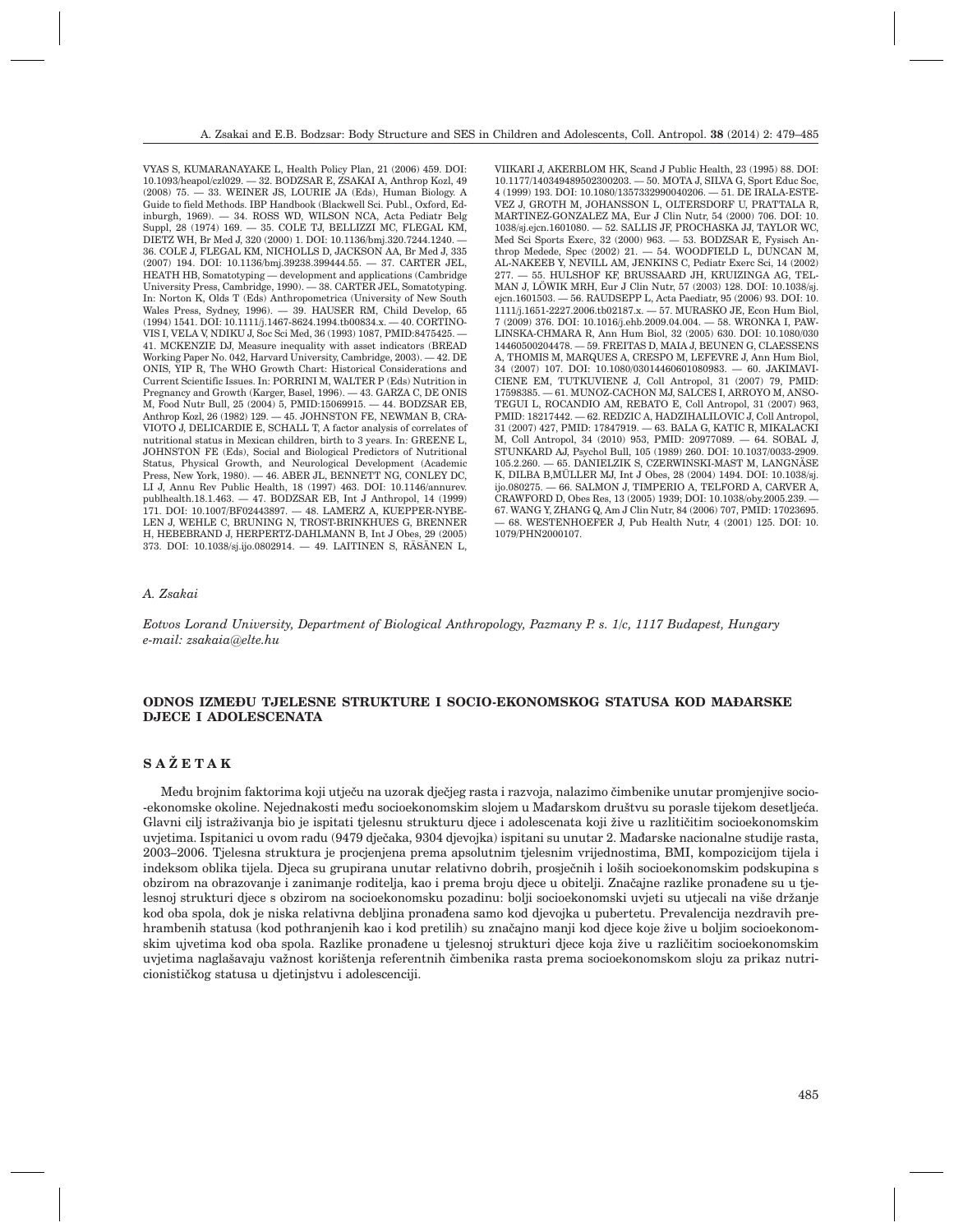VYAS S, KUMARANAYAKE L, Health Policy Plan, 21 (2006) 459. DOI: 10.1093/heapol/czl029. — 32. BODZSAR E, ZSAKAI A, Anthrop Kozl, 49 (2008) 75. — 33. WEINER JS, LOURIE JA (Eds), Human Biology. A Guide to field Methods. IBP Handbook (Blackwell Sci. Publ., Oxford, Edinburgh, 1969). — 34. ROSS WD, WILSON NCA, Acta Pediatr Belg Suppl, 28 (1974) 169. — 35. COLE TJ, BELLIZZI MC, FLEGAL KM, DIETZ WH, Br Med J, 320 (2000) 1. DOI: 10.1136/bmj.320.7244.1240. — 36. COLE J, FLEGAL KM, NICHOLLS D, JACKSON AA, Br Med J, 335 (2007) 194. DOI: 10.1136/bmj.39238.399444.55. — 37. CARTER JEL, HEATH HB, Somatotyping — development and applications (Cambridge University Press, Cambridge, 1990). — 38. CARTER JEL, Somatotyping. In: Norton K, Olds T (Eds) Anthropometrica (University of New South Wales Press, Sydney, 1996). — 39. HAUSER RM, Child Develop, 65 (1994) 1541. DOI: 10.1111/j.1467-8624.1994.tb00834.x. — 40. CORTINOVIS I, VELA V, NDIKU J, Soc Sci Med, 36 (1993) 1087, PMID:8475425. — 41. MCKENZIE DJ, Measure inequality with asset indicators (BREAD Working Paper No. 042, Harvard University, Cambridge, 2003). — 42. DE ONIS, YIP R, The WHO Growth Chart: Historical Considerations and Current Scientific Issues. In: PORRINI M, WALTER P (Eds) Nutrition in Pregnancy and Growth (Karger, Basel, 1996). — 43. GARZA C, DE ONIS M, Food Nutr Bull, 25 (2004) 5, PMID:15069915. — 44. BODZSAR EB, Anthrop Kozl, 26 (1982) 129. — 45. JOHNSTON FE, NEWMAN B, CRAVIOTO J, DELICARDIE E, SCHALL T, A factor analysis of correlates of nutritional status in Mexican children, birth to 3 years. In: GREENE L, JOHNSTON FE (Eds), Social and Biological Predictors of Nutritional Status, Physical Growth, and Neurological Development (Academic Press, New York, 1980). — 46. ABER JL, BENNETT NG, CONLEY DC, LI J, Annu Rev Public Health, 18 (1997) 463. DOI: 10.1146/annurev.publhealth.18.1.463. — 47. BODZSAR EB, Int J Anthropol, 14 (1999) 171. DOI: 10.1007/BF02443897. — 48. LAMERZ A, KUEPPER-NYBELEN J, WEHLE C, BRUNING N, TROST-BRINKHUES G, BRENNER H, HEBEBRAND J, HERPERTZ-DAHLMANN B, Int J Obes, 29 (2005) 373. DOI: 10.1038/sj.ijo.0802914. — 49. LAITINEN S, RÄSÄNEN L, VIIKARI J, AKERBLOM HK, Scand J Public Health, 23 (1995) 88. DOI: 10.1177/140349489502300203. — 50. MOTA J, SILVA G, Sport Educ Soc, 4 (1999) 193. DOI: 10.1080/1357332990040206. — 51. DE IRALA-ESTEVEZ J, GROTH M, JOHANSSON L, OLTERSDORF U, PRATTALA R, MARTINEZ-GONZALEZ MA, Eur J Clin Nutr, 54 (2000) 706. DOI: 10.1038/sj.ejcn.1601080. — 52. SALLIS JF, PROCHASKA JJ, TAYLOR WC, Med Sci Sports Exerc, 32 (2000) 963. — 53. BODZSAR E, Fysisch Anthrop Medede, Spec (2002) 21. — 54. WOODFIELD L, DUNCAN M, AL-NAKEEB Y, NEVILL AM, JENKINS C, Pediatr Exerc Sci, 14 (2002) 277. — 55. HULSHOF KF, BRUSSAARD JH, KRUIZINGA AG, TELMAN J, LÖWIK MRH, Eur J Clin Nutr, 57 (2003) 128. DOI: 10.1038/sj.ejcn.1601503. — 56. RAUDSEPP L, Acta Paediatr, 95 (2006) 93. DOI: 10.1111/j.1651-2227.2006.tb02187.x. — 57. MURASKO JE, Econ Hum Biol, 7 (2009) 376. DOI: 10.1016/j.ehb.2009.04.004. — 58. WRONKA I, PAWLINSKA-CHMARA R, Ann Hum Biol, 32 (2005) 630. DOI: 10.1080/03014460500204478. — 59. FREITAS D, MAIA J, BEUNEN G, CLAESSENS A, THOMIS M, MARQUES A, CRESPO M, LEFEVRE J, Ann Hum Biol, 34 (2007) 107. DOI: 10.1080/03014460601080983. — 60. JAKIMAVICIENE EM, TUTKUVIENE J, Coll Antropol, 31 (2007) 79, PMID: 17598385. — 61. MUNOZ-CACHON MJ, SALCES I, ARROYO M, ANSOTEGUI L, ROCANDIO AM, REBATO E, Coll Antropol, 31 (2007) 963, PMID: 18217442. — 62. REDZIC A, HADZIHALILOVIC J, Coll Antropol, 31 (2007) 427, PMID: 17847919. — 63. BALA G, KATIC R, MIKALACKI M, Coll Antropol, 34 (2010) 953, PMID: 20977089. — 64. SOBAL J, STUNKARD AJ, Psychol Bull, 105 (1989) 260. DOI: 10.1037/0033-2909.105.2.260. — 65. DANIELZIK S, CZERWINSKI-MAST M, LANGNÄSE K, DILBA B,MÜLLER MJ, Int J Obes, 28 (2004) 1494. DOI: 10.1038/sj.ijo.080275. — 66. SALMON J, TIMPERIO A, TELFORD A, CARVER A, CRAWFORD D, Obes Res, 13 (2005) 1939; DOI: 10.1038/oby.2005.239. — 67. WANG Y, ZHANG Q, Am J Clin Nutr, 84 (2006) 707, PMID: 17023695. — 68. WESTENHOEFER J, Pub Health Nutr, 4 (2001) 125. DOI: 10.1079/PHN2000107.

*A. Zsakai*

*Eotvos Lorand University, Department of Biological Anthropology, Pazmany P. s. 1/c, 1117 Budapest, Hungary*
*e-mail: zsakaia@elte.hu*

## ODNOS IZMEĐU TJELESNE STRUKTURE I SOCIO-EKONOMSKOG STATUSA KOD MAĐARSKE DJECE I ADOLESCENATA

## S A Ž E T A K

Među brojnim faktorima koji utječu na uzorak dječjeg rasta i razvoja, nalazimo čimbenike unutar promjenjive socio-ekonomske okoline. Nejednakosti među socioekonomskim slojem u Mađarskom društvu su porasle tijekom desetljeća. Glavni cilj istraživanja bio je ispitati tjelesnu strukturu djece i adolescenata koji žive u različitim socioekonomskim uvjetima. Ispitanici u ovom radu (9479 dječaka, 9304 djevojka) ispitani su unutar 2. Mađarske nacionalne studije rasta, 2003–2006. Tjelesna struktura je procijenjena prema apsolutnim tjelesnim vrijednostima, BMI, kompozicijom tijela i indeksom oblika tijela. Djeca su grupirana unutar relativno dobrih, prosječnih i loših socioekonomskim podskupina s obzirom na obrazovanje i zanimanje roditelja, kao i prema broju djece u obitelji. Značajne razlike pronađene su u tjelesnoj strukturi djece s obzirom na socioekonomsku pozadinu: bolji socioekonomski uvjeti su utjecali na više držanje kod oba spola, dok je niska relativna debljina pronađena samo kod djevojka u pubertetu. Prevalencija nezdravih prehrambenih statusa (kod pothranjenih kao i kod pretilih) su značajno manji kod djece koje žive u boljim socioekonomskim ujvetima kod oba spola. Razlike pronađene u tjelesnoj strukturi djece koja žive u različitim socioekonomskim uvjetima naglašavaju važnost korištenja referentnih čimbenika rasta prema socioekonomskom sloju za prikaz nutricionističkog statusa u djetinjstvu i adolescenciji.